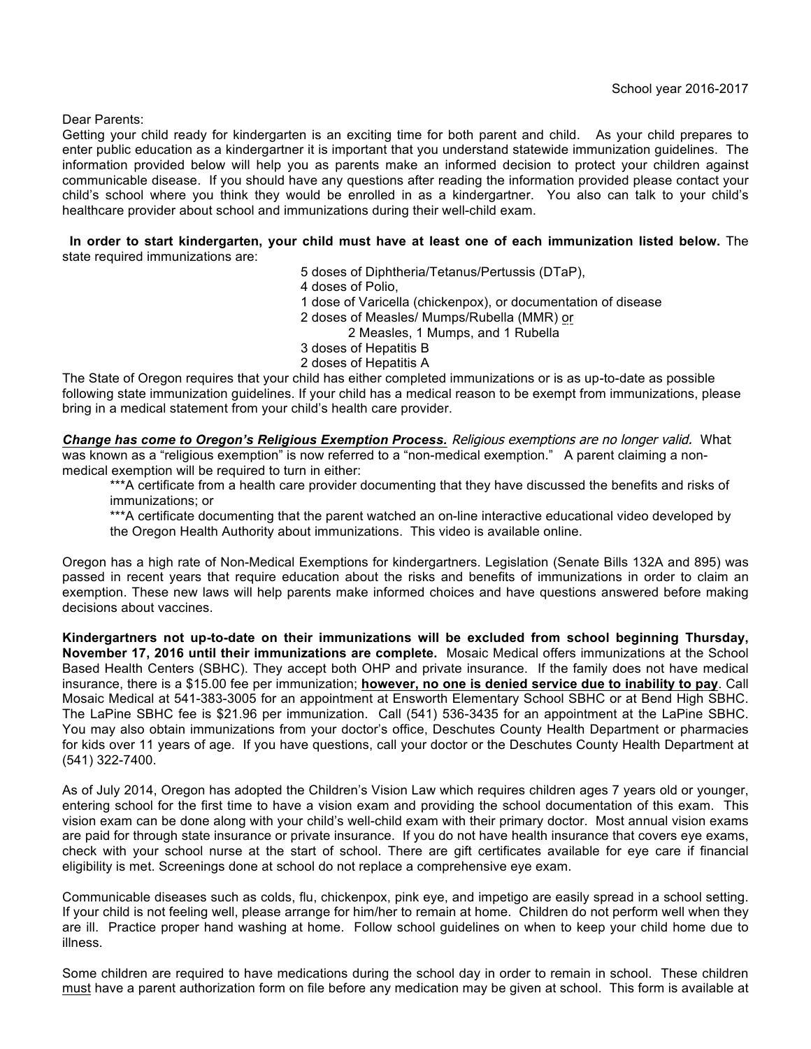School year 2016-2017

Dear Parents:

Getting your child ready for kindergarten is an exciting time for both parent and child. As your child prepares to enter public education as a kindergartner it is important that you understand statewide immunization guidelines. The information provided below will help you as parents make an informed decision to protect your children against communicable disease. If you should have any questions after reading the information provided please contact your child's school where you think they would be enrolled in as a kindergartner. You also can talk to your child's healthcare provider about school and immunizations during their well-child exam.

**In order to start kindergarten, your child must have at least one of each immunization listed below.** The state required immunizations are:

- 5 doses of Diphtheria/Tetanus/Pertussis (DTaP),
- 4 doses of Polio,
- 1 dose of Varicella (chickenpox), or documentation of disease
- 2 doses of Measles/ Mumps/Rubella (MMR) or
  - 2 Measles, 1 Mumps, and 1 Rubella
- 3 doses of Hepatitis B
- 2 doses of Hepatitis A

The State of Oregon requires that your child has either completed immunizations or is as up-to-date as possible following state immunization guidelines. If your child has a medical reason to be exempt from immunizations, please bring in a medical statement from your child's health care provider.

***Change has come to Oregon's Religious Exemption Process.*** *Religious exemptions are no longer valid.* What was known as a "religious exemption" is now referred to a "non-medical exemption." A parent claiming a non-medical exemption will be required to turn in either:

***A certificate from a health care provider documenting that they have discussed the benefits and risks of immunizations; or

***A certificate documenting that the parent watched an on-line interactive educational video developed by the Oregon Health Authority about immunizations. This video is available online.

Oregon has a high rate of Non-Medical Exemptions for kindergartners. Legislation (Senate Bills 132A and 895) was passed in recent years that require education about the risks and benefits of immunizations in order to claim an exemption. These new laws will help parents make informed choices and have questions answered before making decisions about vaccines.

**Kindergartners not up-to-date on their immunizations will be excluded from school beginning Thursday, November 17, 2016 until their immunizations are complete.** Mosaic Medical offers immunizations at the School Based Health Centers (SBHC). They accept both OHP and private insurance. If the family does not have medical insurance, there is a $15.00 fee per immunization; **however, no one is denied service due to inability to pay**. Call Mosaic Medical at 541-383-3005 for an appointment at Ensworth Elementary School SBHC or at Bend High SBHC. The LaPine SBHC fee is $21.96 per immunization. Call (541) 536-3435 for an appointment at the LaPine SBHC. You may also obtain immunizations from your doctor's office, Deschutes County Health Department or pharmacies for kids over 11 years of age. If you have questions, call your doctor or the Deschutes County Health Department at (541) 322-7400.

As of July 2014, Oregon has adopted the Children's Vision Law which requires children ages 7 years old or younger, entering school for the first time to have a vision exam and providing the school documentation of this exam. This vision exam can be done along with your child's well-child exam with their primary doctor. Most annual vision exams are paid for through state insurance or private insurance. If you do not have health insurance that covers eye exams, check with your school nurse at the start of school. There are gift certificates available for eye care if financial eligibility is met. Screenings done at school do not replace a comprehensive eye exam.

Communicable diseases such as colds, flu, chickenpox, pink eye, and impetigo are easily spread in a school setting. If your child is not feeling well, please arrange for him/her to remain at home. Children do not perform well when they are ill. Practice proper hand washing at home. Follow school guidelines on when to keep your child home due to illness.

Some children are required to have medications during the school day in order to remain in school. These children must have a parent authorization form on file before any medication may be given at school. This form is available at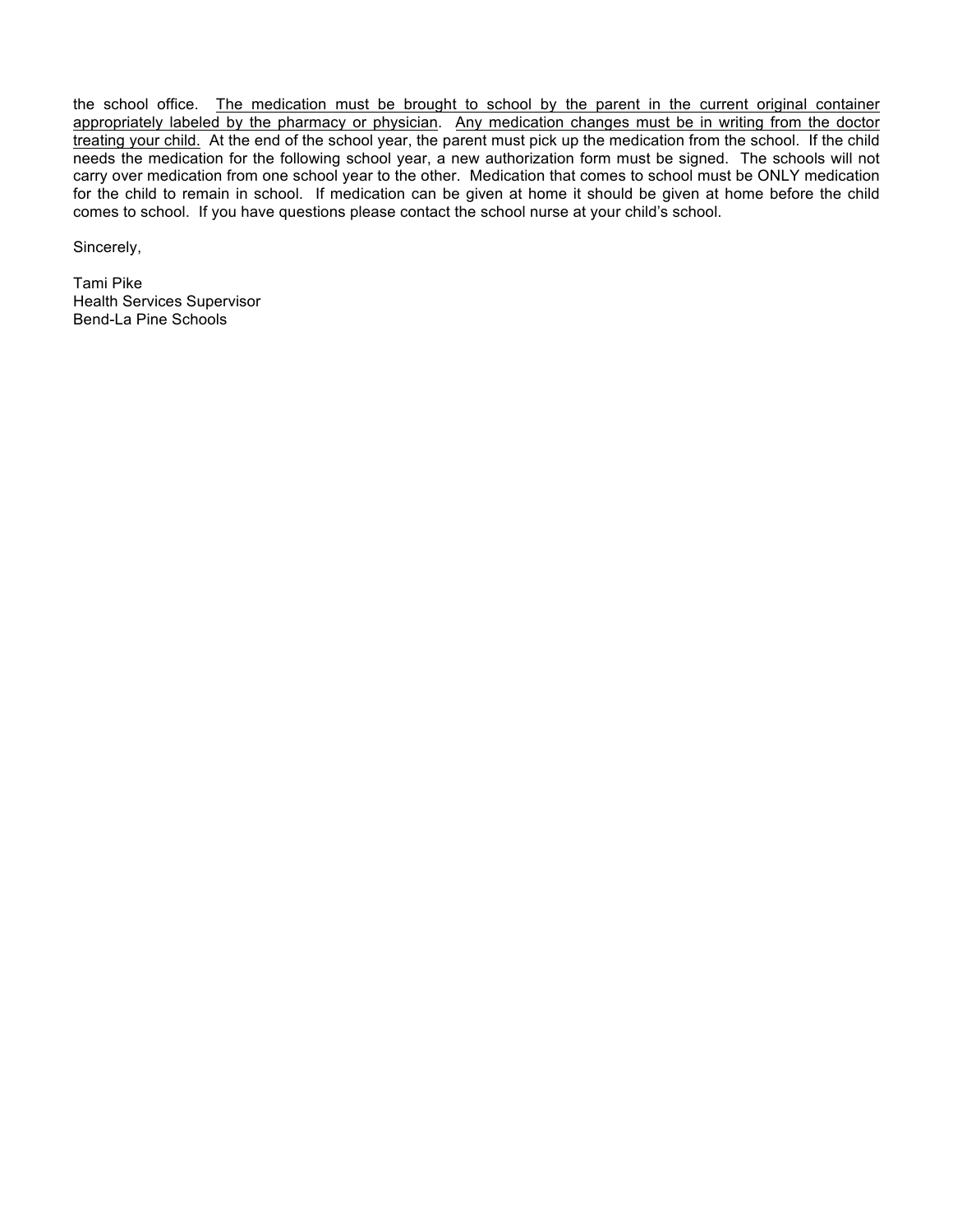the school office. <u>The medication must be brought to school by the parent in the current original container appropriately labeled by the pharmacy or physician</u>. <u>Any medication changes must be in writing from the doctor treating your child.</u> At the end of the school year, the parent must pick up the medication from the school. If the child needs the medication for the following school year, a new authorization form must be signed. The schools will not carry over medication from one school year to the other. Medication that comes to school must be ONLY medication for the child to remain in school. If medication can be given at home it should be given at home before the child comes to school. If you have questions please contact the school nurse at your child's school.

Sincerely,

Tami Pike
Health Services Supervisor
Bend-La Pine Schools